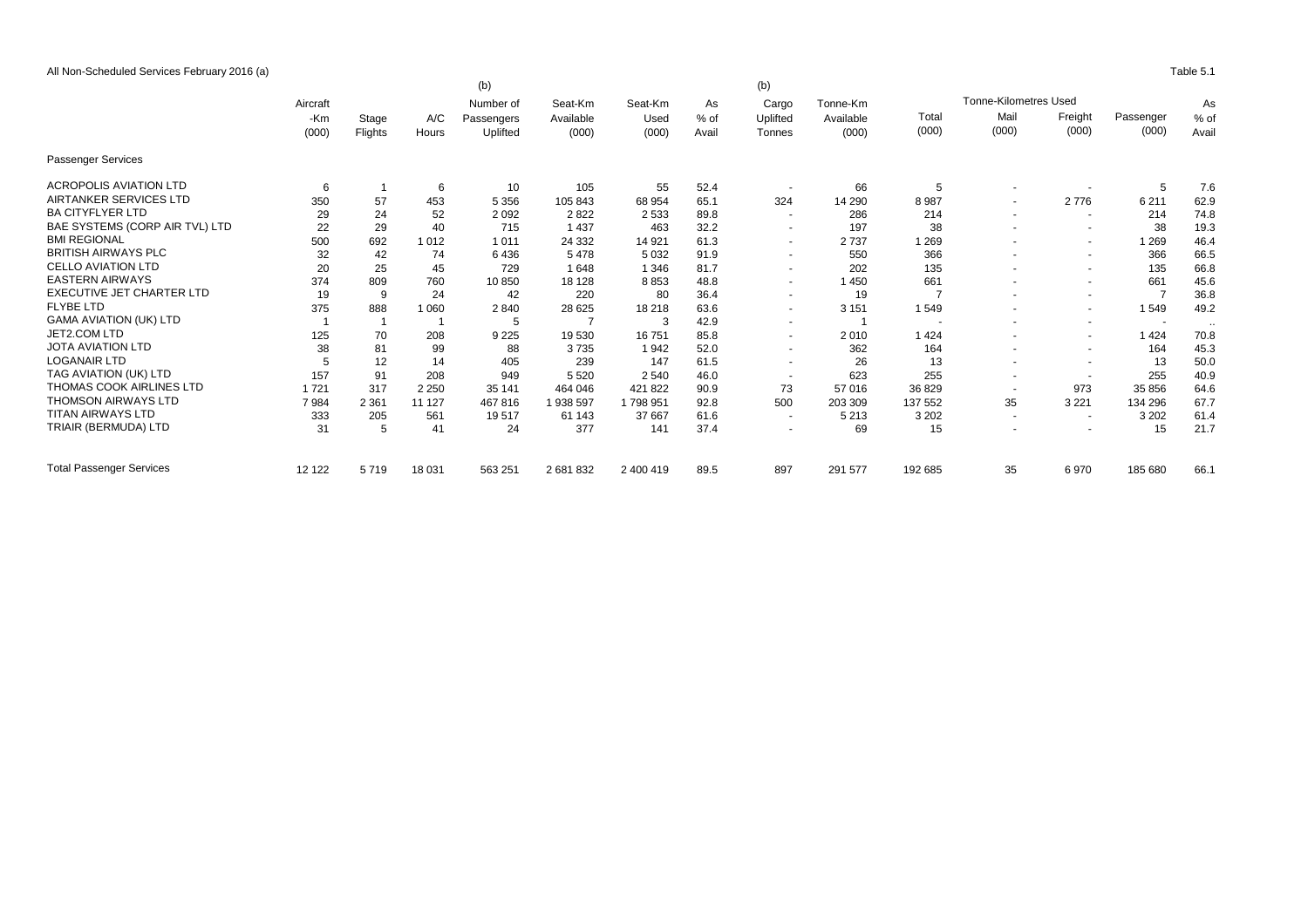All Non-Scheduled Services February 2016 (a)

Table 5.1

| | Aircraft -Km (000) | Stage Flights | A/C Hours | (b) Number of Passengers Uplifted | Seat-Km Available (000) | Seat-Km Used (000) | As % of Avail | (b) Cargo Uplifted Tonnes | Tonne-Km Available (000) | Tonne-Kilometres Used Total (000) | Mail (000) | Freight (000) | Passenger (000) | As % of Avail |
|---|---|---|---|---|---|---|---|---|---|---|---|---|---|---|
| Passenger Services | | | | | | | | | | | | | | |
| ACROPOLIS AVIATION LTD | 6 | 1 | 6 | 10 | 105 | 55 | 52.4 | - | 66 | 5 | - | - | 5 | 7.6 |
| AIRTANKER SERVICES LTD | 350 | 57 | 453 | 5 356 | 105 843 | 68 954 | 65.1 | 324 | 14 290 | 8 987 | - | 2 776 | 6 211 | 62.9 |
| BA CITYFLYER LTD | 29 | 24 | 52 | 2 092 | 2 822 | 2 533 | 89.8 | - | 286 | 214 | - | - | 214 | 74.8 |
| BAE SYSTEMS (CORP AIR TVL) LTD | 22 | 29 | 40 | 715 | 1 437 | 463 | 32.2 | - | 197 | 38 | - | - | 38 | 19.3 |
| BMI REGIONAL | 500 | 692 | 1 012 | 1 011 | 24 332 | 14 921 | 61.3 | - | 2 737 | 1 269 | - | - | 1 269 | 46.4 |
| BRITISH AIRWAYS PLC | 32 | 42 | 74 | 6 436 | 5 478 | 5 032 | 91.9 | - | 550 | 366 | - | - | 366 | 66.5 |
| CELLO AVIATION LTD | 20 | 25 | 45 | 729 | 1 648 | 1 346 | 81.7 | - | 202 | 135 | - | - | 135 | 66.8 |
| EASTERN AIRWAYS | 374 | 809 | 760 | 10 850 | 18 128 | 8 853 | 48.8 | - | 1 450 | 661 | - | - | 661 | 45.6 |
| EXECUTIVE JET CHARTER LTD | 19 | 9 | 24 | 42 | 220 | 80 | 36.4 | - | 19 | 7 | - | - | 7 | 36.8 |
| FLYBE LTD | 375 | 888 | 1 060 | 2 840 | 28 625 | 18 218 | 63.6 | - | 3 151 | 1 549 | - | - | 1 549 | 49.2 |
| GAMA AVIATION (UK) LTD | 1 | 1 | 1 | 5 | 7 | 3 | 42.9 | - | 1 | - | - | - | - | .. |
| JET2.COM LTD | 125 | 70 | 208 | 9 225 | 19 530 | 16 751 | 85.8 | - | 2 010 | 1 424 | - | - | 1 424 | 70.8 |
| JOTA AVIATION LTD | 38 | 81 | 99 | 88 | 3 735 | 1 942 | 52.0 | - | 362 | 164 | - | - | 164 | 45.3 |
| LOGANAIR LTD | 5 | 12 | 14 | 405 | 239 | 147 | 61.5 | - | 26 | 13 | - | - | 13 | 50.0 |
| TAG AVIATION (UK) LTD | 157 | 91 | 208 | 949 | 5 520 | 2 540 | 46.0 | - | 623 | 255 | - | - | 255 | 40.9 |
| THOMAS COOK AIRLINES LTD | 1 721 | 317 | 2 250 | 35 141 | 464 046 | 421 822 | 90.9 | 73 | 57 016 | 36 829 | - | 973 | 35 856 | 64.6 |
| THOMSON AIRWAYS LTD | 7 984 | 2 361 | 11 127 | 467 816 | 1 938 597 | 1 798 951 | 92.8 | 500 | 203 309 | 137 552 | 35 | 3 221 | 134 296 | 67.7 |
| TITAN AIRWAYS LTD | 333 | 205 | 561 | 19 517 | 61 143 | 37 667 | 61.6 | - | 5 213 | 3 202 | - | - | 3 202 | 61.4 |
| TRIAIR (BERMUDA) LTD | 31 | 5 | 41 | 24 | 377 | 141 | 37.4 | - | 69 | 15 | - | - | 15 | 21.7 |
| Total Passenger Services | 12 122 | 5 719 | 18 031 | 563 251 | 2 681 832 | 2 400 419 | 89.5 | 897 | 291 577 | 192 685 | 35 | 6 970 | 185 680 | 66.1 |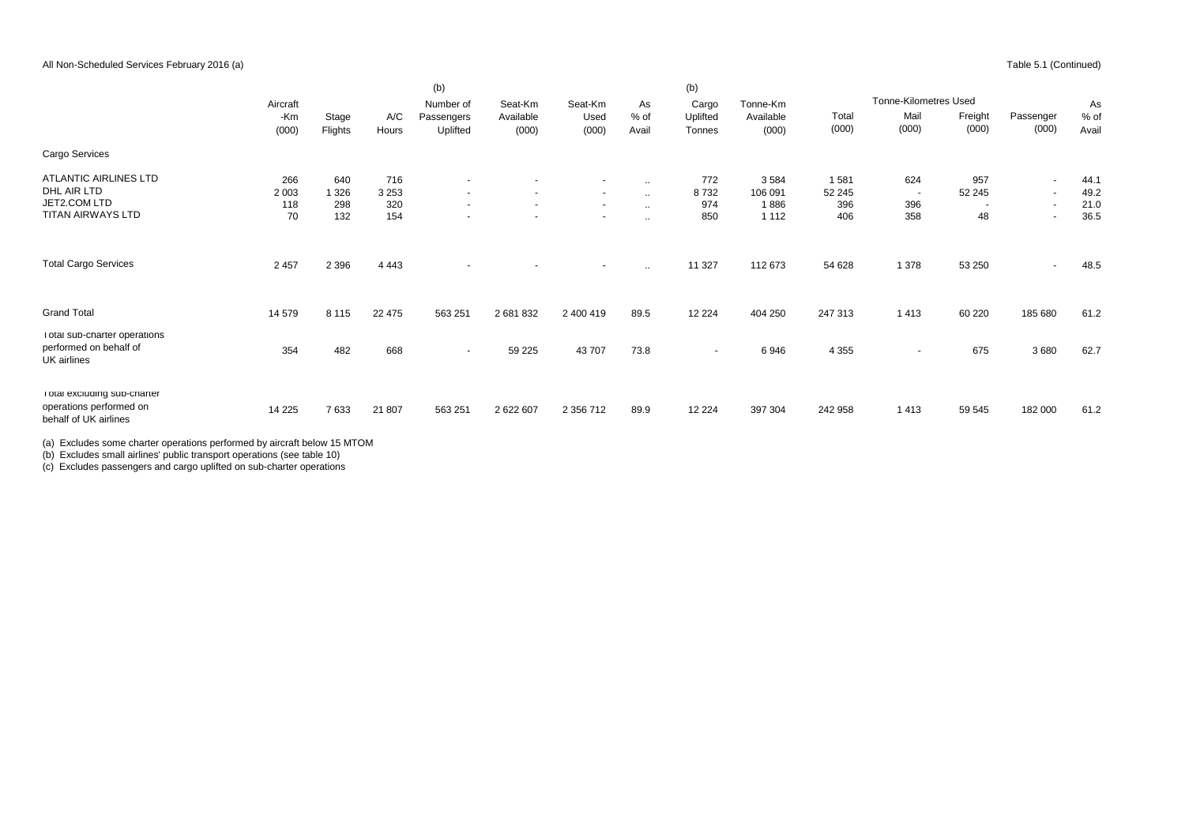All Non-Scheduled Services February 2016 (a)

Table 5.1 (Continued)

| | Aircraft -Km (000) | Stage Flights | A/C Hours | (b) Number of Passengers Uplifted | Seat-Km Available (000) | Seat-Km Used (000) | As % of Avail | (b) Cargo Uplifted Tonnes | Tonne-Km Available (000) | Tonne-Kilometres Used Total (000) | Mail (000) | Freight (000) | Passenger (000) | As % of Avail |
|---|---|---|---|---|---|---|---|---|---|---|---|---|---|---|
| Cargo Services | | | | | | | | | | | | | | |
| ATLANTIC AIRLINES LTD | 266 | 640 | 716 | - | - | - | .. | 772 | 3 584 | 1 581 | 624 | 957 | - | 44.1 |
| DHL AIR LTD | 2 003 | 1 326 | 3 253 | - | - | - | .. | 8 732 | 106 091 | 52 245 | - | 52 245 | - | 49.2 |
| JET2.COM LTD | 118 | 298 | 320 | - | - | - | .. | 974 | 1 886 | 396 | 396 | - | - | 21.0 |
| TITAN AIRWAYS LTD | 70 | 132 | 154 | - | - | - | .. | 850 | 1 112 | 406 | 358 | 48 | - | 36.5 |
| Total Cargo Services | 2 457 | 2 396 | 4 443 | - | - | - | .. | 11 327 | 112 673 | 54 628 | 1 378 | 53 250 | - | 48.5 |
| Grand Total | 14 579 | 8 115 | 22 475 | 563 251 | 2 681 832 | 2 400 419 | 89.5 | 12 224 | 404 250 | 247 313 | 1 413 | 60 220 | 185 680 | 61.2 |
| Total sub-charter operations performed on behalf of UK airlines | 354 | 482 | 668 | - | 59 225 | 43 707 | 73.8 | - | 6 946 | 4 355 | - | 675 | 3 680 | 62.7 |
| Total excluding sub-charter operations performed on behalf of UK airlines | 14 225 | 7 633 | 21 807 | 563 251 | 2 622 607 | 2 356 712 | 89.9 | 12 224 | 397 304 | 242 958 | 1 413 | 59 545 | 182 000 | 61.2 |

(a) Excludes some charter operations performed by aircraft below 15 MTOM
(b) Excludes small airlines' public transport operations (see table 10)
(c) Excludes passengers and cargo uplifted on sub-charter operations